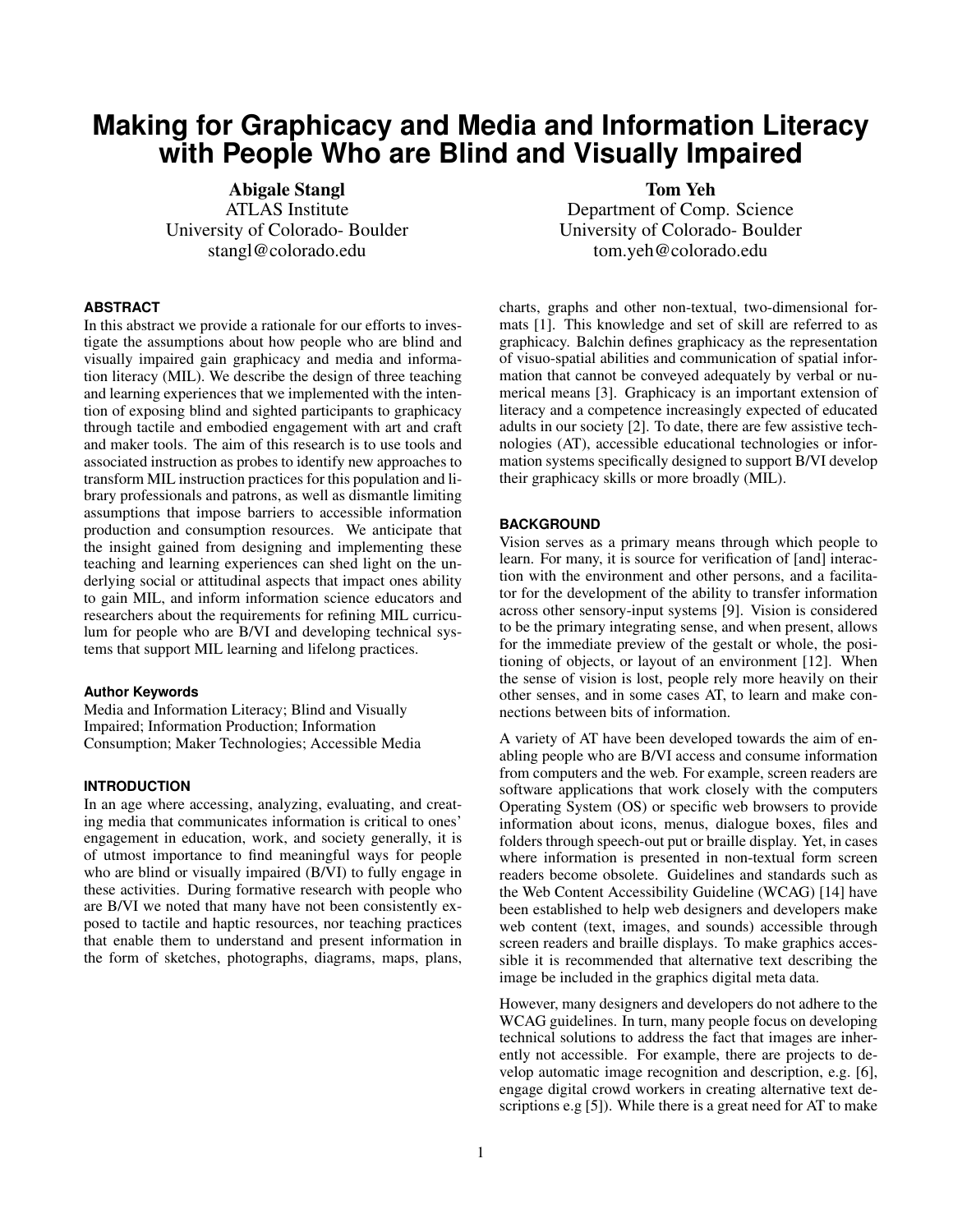# Making for Graphicacy and Media and Information Literacy with People Who are Blind and Visually Impaired

**Abigale Stangl**
ATLAS Institute
University of Colorado- Boulder
stangl@colorado.edu

**Tom Yeh**
Department of Comp. Science
University of Colorado- Boulder
tom.yeh@colorado.edu

## ABSTRACT

In this abstract we provide a rationale for our efforts to investigate the assumptions about how people who are blind and visually impaired gain graphicacy and media and information literacy (MIL). We describe the design of three teaching and learning experiences that we implemented with the intention of exposing blind and sighted participants to graphicacy through tactile and embodied engagement with art and craft and maker tools. The aim of this research is to use tools and associated instruction as probes to identify new approaches to transform MIL instruction practices for this population and library professionals and patrons, as well as dismantle limiting assumptions that impose barriers to accessible information production and consumption resources. We anticipate that the insight gained from designing and implementing these teaching and learning experiences can shed light on the underlying social or attitudinal aspects that impact ones ability to gain MIL, and inform information science educators and researchers about the requirements for refining MIL curriculum for people who are B/VI and developing technical systems that support MIL learning and lifelong practices.

### Author Keywords

Media and Information Literacy; Blind and Visually Impaired; Information Production; Information Consumption; Maker Technologies; Accessible Media

## INTRODUCTION

In an age where accessing, analyzing, evaluating, and creating media that communicates information is critical to ones' engagement in education, work, and society generally, it is of utmost importance to find meaningful ways for people who are blind or visually impaired (B/VI) to fully engage in these activities. During formative research with people who are B/VI we noted that many have not been consistently exposed to tactile and haptic resources, nor teaching practices that enable them to understand and present information in the form of sketches, photographs, diagrams, maps, plans, charts, graphs and other non-textual, two-dimensional formats [1]. This knowledge and set of skill are referred to as graphicacy. Balchin defines graphicacy as the representation of visuo-spatial abilities and communication of spatial information that cannot be conveyed adequately by verbal or numerical means [3]. Graphicacy is an important extension of literacy and a competence increasingly expected of educated adults in our society [2]. To date, there are few assistive technologies (AT), accessible educational technologies or information systems specifically designed to support B/VI develop their graphicacy skills or more broadly (MIL).

## BACKGROUND

Vision serves as a primary means through which people to learn. For many, it is source for verification of [and] interaction with the environment and other persons, and a facilitator for the development of the ability to transfer information across other sensory-input systems [9]. Vision is considered to be the primary integrating sense, and when present, allows for the immediate preview of the gestalt or whole, the positioning of objects, or layout of an environment [12]. When the sense of vision is lost, people rely more heavily on their other senses, and in some cases AT, to learn and make connections between bits of information.

A variety of AT have been developed towards the aim of enabling people who are B/VI access and consume information from computers and the web. For example, screen readers are software applications that work closely with the computers Operating System (OS) or specific web browsers to provide information about icons, menus, dialogue boxes, files and folders through speech-out put or braille display. Yet, in cases where information is presented in non-textual form screen readers become obsolete. Guidelines and standards such as the Web Content Accessibility Guideline (WCAG) [14] have been established to help web designers and developers make web content (text, images, and sounds) accessible through screen readers and braille displays. To make graphics accessible it is recommended that alternative text describing the image be included in the graphics digital meta data.

However, many designers and developers do not adhere to the WCAG guidelines. In turn, many people focus on developing technical solutions to address the fact that images are inherently not accessible. For example, there are projects to develop automatic image recognition and description, e.g. [6], engage digital crowd workers in creating alternative text descriptions e.g [5]). While there is a great need for AT to make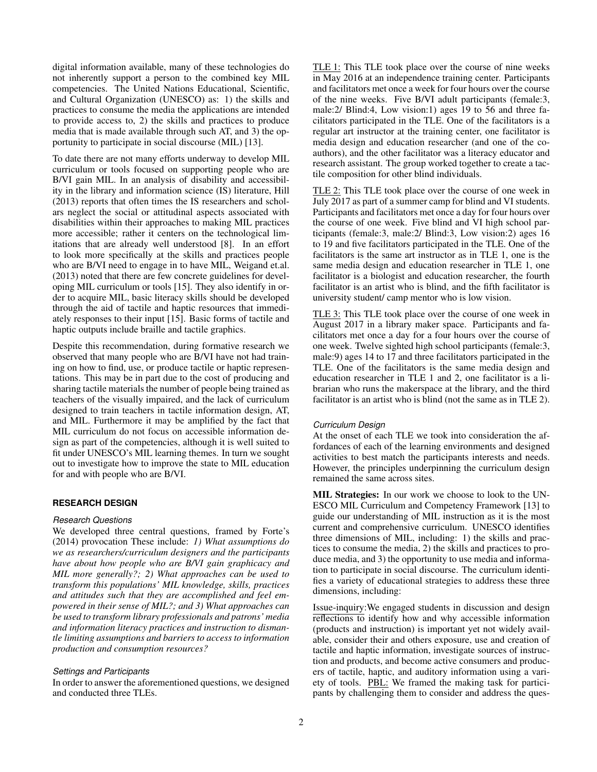digital information available, many of these technologies do not inherently support a person to the combined key MIL competencies. The United Nations Educational, Scientific, and Cultural Organization (UNESCO) as: 1) the skills and practices to consume the media the applications are intended to provide access to, 2) the skills and practices to produce media that is made available through such AT, and 3) the opportunity to participate in social discourse (MIL) [13].

To date there are not many efforts underway to develop MIL curriculum or tools focused on supporting people who are B/VI gain MIL. In an analysis of disability and accessibility in the library and information science (IS) literature, Hill (2013) reports that often times the IS researchers and scholars neglect the social or attitudinal aspects associated with disabilities within their approaches to making MIL practices more accessible; rather it centers on the technological limitations that are already well understood [8]. In an effort to look more specifically at the skills and practices people who are B/VI need to engage in to have MIL, Weigand et.al. (2013) noted that there are few concrete guidelines for developing MIL curriculum or tools [15]. They also identify in order to acquire MIL, basic literacy skills should be developed through the aid of tactile and haptic resources that immediately responses to their input [15]. Basic forms of tactile and haptic outputs include braille and tactile graphics.

Despite this recommendation, during formative research we observed that many people who are B/VI have not had training on how to find, use, or produce tactile or haptic representations. This may be in part due to the cost of producing and sharing tactile materials the number of people being trained as teachers of the visually impaired, and the lack of curriculum designed to train teachers in tactile information design, AT, and MIL. Furthermore it may be amplified by the fact that MIL curriculum do not focus on accessible information design as part of the competencies, although it is well suited to fit under UNESCO's MIL learning themes. In turn we sought out to investigate how to improve the state to MIL education for and with people who are B/VI.

## RESEARCH DESIGN

### *Research Questions*

We developed three central questions, framed by Forte's (2014) provocation These include: *1) What assumptions do we as researchers/curriculum designers and the participants have about how people who are B/VI gain graphicacy and MIL more generally?; 2) What approaches can be used to transform this populations' MIL knowledge, skills, practices and attitudes such that they are accomplished and feel empowered in their sense of MIL?; and 3) What approaches can be used to transform library professionals and patrons' media and information literacy practices and instruction to dismantle limiting assumptions and barriers to access to information production and consumption resources?*

### *Settings and Participants*

In order to answer the aforementioned questions, we designed and conducted three TLEs.

TLE 1: This TLE took place over the course of nine weeks in May 2016 at an independence training center. Participants and facilitators met once a week for four hours over the course of the nine weeks. Five B/VI adult participants (female:3, male:2/ Blind:4, Low vision:1) ages 19 to 56 and three facilitators participated in the TLE. One of the facilitators is a regular art instructor at the training center, one facilitator is media design and education researcher (and one of the co-authors), and the other facilitator was a literacy educator and research assistant. The group worked together to create a tactile composition for other blind individuals.

TLE 2: This TLE took place over the course of one week in July 2017 as part of a summer camp for blind and VI students. Participants and facilitators met once a day for four hours over the course of one week. Five blind and VI high school participants (female:3, male:2/ Blind:3, Low vision:2) ages 16 to 19 and five facilitators participated in the TLE. One of the facilitators is the same art instructor as in TLE 1, one is the same media design and education researcher in TLE 1, one facilitator is a biologist and education researcher, the fourth facilitator is an artist who is blind, and the fifth facilitator is university student/ camp mentor who is low vision.

TLE 3: This TLE took place over the course of one week in August 2017 in a library maker space. Participants and facilitators met once a day for a four hours over the course of one week. Twelve sighted high school participants (female:3, male:9) ages 14 to 17 and three facilitators participated in the TLE. One of the facilitators is the same media design and education researcher in TLE 1 and 2, one facilitator is a librarian who runs the makerspace at the library, and the third facilitator is an artist who is blind (not the same as in TLE 2).

### *Curriculum Design*

At the onset of each TLE we took into consideration the affordances of each of the learning environments and designed activities to best match the participants interests and needs. However, the principles underpinning the curriculum design remained the same across sites.

**MIL Strategies:** In our work we choose to look to the UNESCO MIL Curriculum and Competency Framework [13] to guide our understanding of MIL instruction as it is the most current and comprehensive curriculum. UNESCO identifies three dimensions of MIL, including: 1) the skills and practices to consume the media, 2) the skills and practices to produce media, and 3) the opportunity to use media and information to participate in social discourse. The curriculum identifies a variety of educational strategies to address these three dimensions, including:

Issue-inquiry:We engaged students in discussion and design reflections to identify how and why accessible information (products and instruction) is important yet not widely available, consider their and others exposure, use and creation of tactile and haptic information, investigate sources of instruction and products, and become active consumers and producers of tactile, haptic, and auditory information using a variety of tools. PBL: We framed the making task for participants by challenging them to consider and address the ques-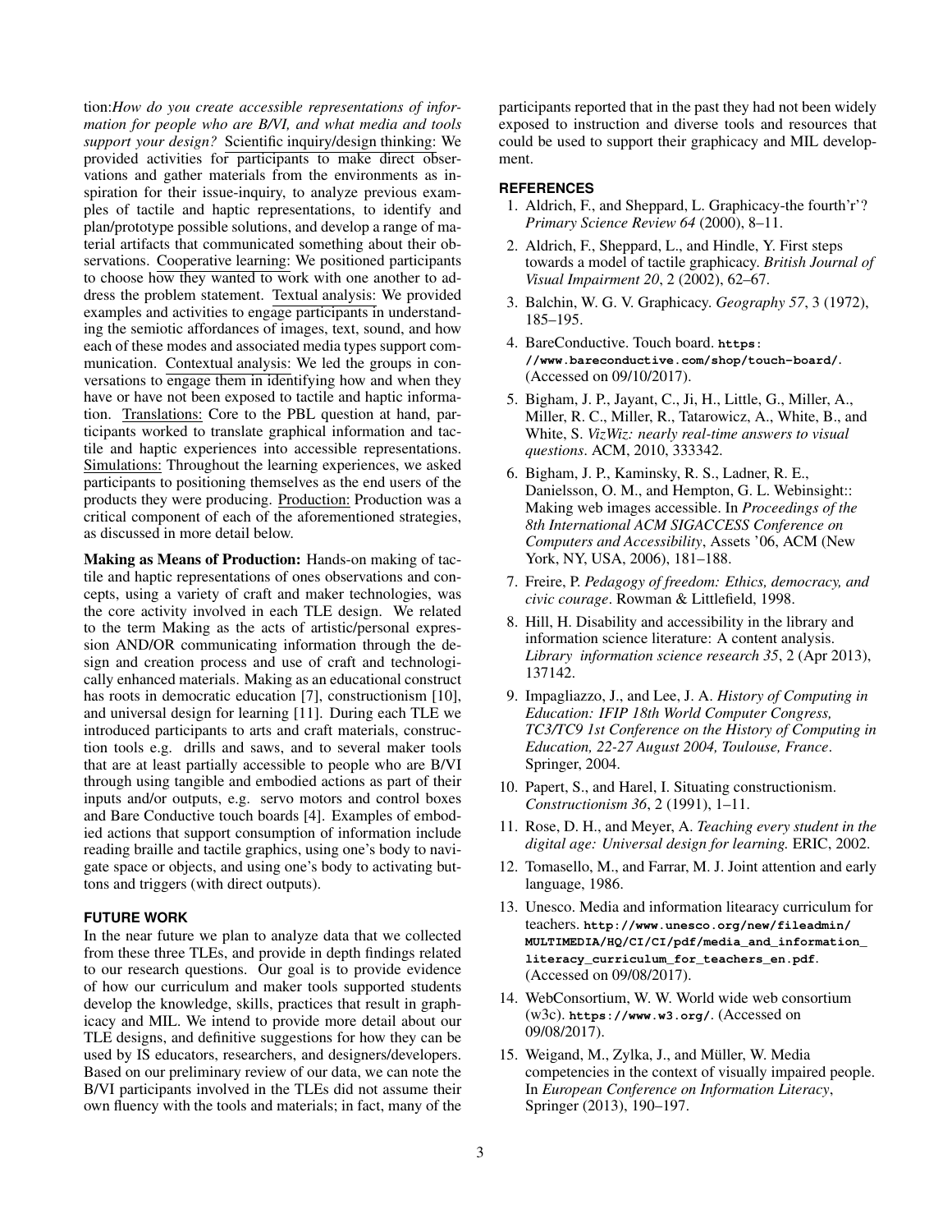tion:*How do you create accessible representations of information for people who are B/VI, and what media and tools support your design?* Scientific inquiry/design thinking: We provided activities for participants to make direct observations and gather materials from the environments as inspiration for their issue-inquiry, to analyze previous examples of tactile and haptic representations, to identify and plan/prototype possible solutions, and develop a range of material artifacts that communicated something about their observations. Cooperative learning: We positioned participants to choose how they wanted to work with one another to address the problem statement. Textual analysis: We provided examples and activities to engage participants in understanding the semiotic affordances of images, text, sound, and how each of these modes and associated media types support communication. Contextual analysis: We led the groups in conversations to engage them in identifying how and when they have or have not been exposed to tactile and haptic information. Translations: Core to the PBL question at hand, participants worked to translate graphical information and tactile and haptic experiences into accessible representations. Simulations: Throughout the learning experiences, we asked participants to positioning themselves as the end users of the products they were producing. Production: Production was a critical component of each of the aforementioned strategies, as discussed in more detail below.

**Making as Means of Production:** Hands-on making of tactile and haptic representations of ones observations and concepts, using a variety of craft and maker technologies, was the core activity involved in each TLE design. We related to the term Making as the acts of artistic/personal expression AND/OR communicating information through the design and creation process and use of craft and technologically enhanced materials. Making as an educational construct has roots in democratic education [7], constructionism [10], and universal design for learning [11]. During each TLE we introduced participants to arts and craft materials, construction tools e.g. drills and saws, and to several maker tools that are at least partially accessible to people who are B/VI through using tangible and embodied actions as part of their inputs and/or outputs, e.g. servo motors and control boxes and Bare Conductive touch boards [4]. Examples of embodied actions that support consumption of information include reading braille and tactile graphics, using one's body to navigate space or objects, and using one's body to activating buttons and triggers (with direct outputs).

## FUTURE WORK

In the near future we plan to analyze data that we collected from these three TLEs, and provide in depth findings related to our research questions. Our goal is to provide evidence of how our curriculum and maker tools supported students develop the knowledge, skills, practices that result in graphicacy and MIL. We intend to provide more detail about our TLE designs, and definitive suggestions for how they can be used by IS educators, researchers, and designers/developers. Based on our preliminary review of our data, we can note the B/VI participants involved in the TLEs did not assume their own fluency with the tools and materials; in fact, many of the participants reported that in the past they had not been widely exposed to instruction and diverse tools and resources that could be used to support their graphicacy and MIL development.

## REFERENCES

1. Aldrich, F., and Sheppard, L. Graphicacy-the fourth'r'? *Primary Science Review 64* (2000), 8–11.
2. Aldrich, F., Sheppard, L., and Hindle, Y. First steps towards a model of tactile graphicacy. *British Journal of Visual Impairment 20*, 2 (2002), 62–67.
3. Balchin, W. G. V. Graphicacy. *Geography 57*, 3 (1972), 185–195.
4. BareConductive. Touch board. **https://www.bareconductive.com/shop/touch-board/**. (Accessed on 09/10/2017).
5. Bigham, J. P., Jayant, C., Ji, H., Little, G., Miller, A., Miller, R. C., Miller, R., Tatarowicz, A., White, B., and White, S. *VizWiz: nearly real-time answers to visual questions*. ACM, 2010, 333342.
6. Bigham, J. P., Kaminsky, R. S., Ladner, R. E., Danielsson, O. M., and Hempton, G. L. Webinsight:: Making web images accessible. In *Proceedings of the 8th International ACM SIGACCESS Conference on Computers and Accessibility*, Assets '06, ACM (New York, NY, USA, 2006), 181–188.
7. Freire, P. *Pedagogy of freedom: Ethics, democracy, and civic courage*. Rowman & Littlefield, 1998.
8. Hill, H. Disability and accessibility in the library and information science literature: A content analysis. *Library information science research 35*, 2 (Apr 2013), 137142.
9. Impagliazzo, J., and Lee, J. A. *History of Computing in Education: IFIP 18th World Computer Congress, TC3/TC9 1st Conference on the History of Computing in Education, 22-27 August 2004, Toulouse, France*. Springer, 2004.
10. Papert, S., and Harel, I. Situating constructionism. *Constructionism 36*, 2 (1991), 1–11.
11. Rose, D. H., and Meyer, A. *Teaching every student in the digital age: Universal design for learning.* ERIC, 2002.
12. Tomasello, M., and Farrar, M. J. Joint attention and early language, 1986.
13. Unesco. Media and information litearacy curriculum for teachers. **http://www.unesco.org/new/fileadmin/MULTIMEDIA/HQ/CI/CI/pdf/media_and_information_literacy_curriculum_for_teachers_en.pdf**. (Accessed on 09/08/2017).
14. WebConsortium, W. W. World wide web consortium (w3c). **https://www.w3.org/**. (Accessed on 09/08/2017).
15. Weigand, M., Zylka, J., and Müller, W. Media competencies in the context of visually impaired people. In *European Conference on Information Literacy*, Springer (2013), 190–197.